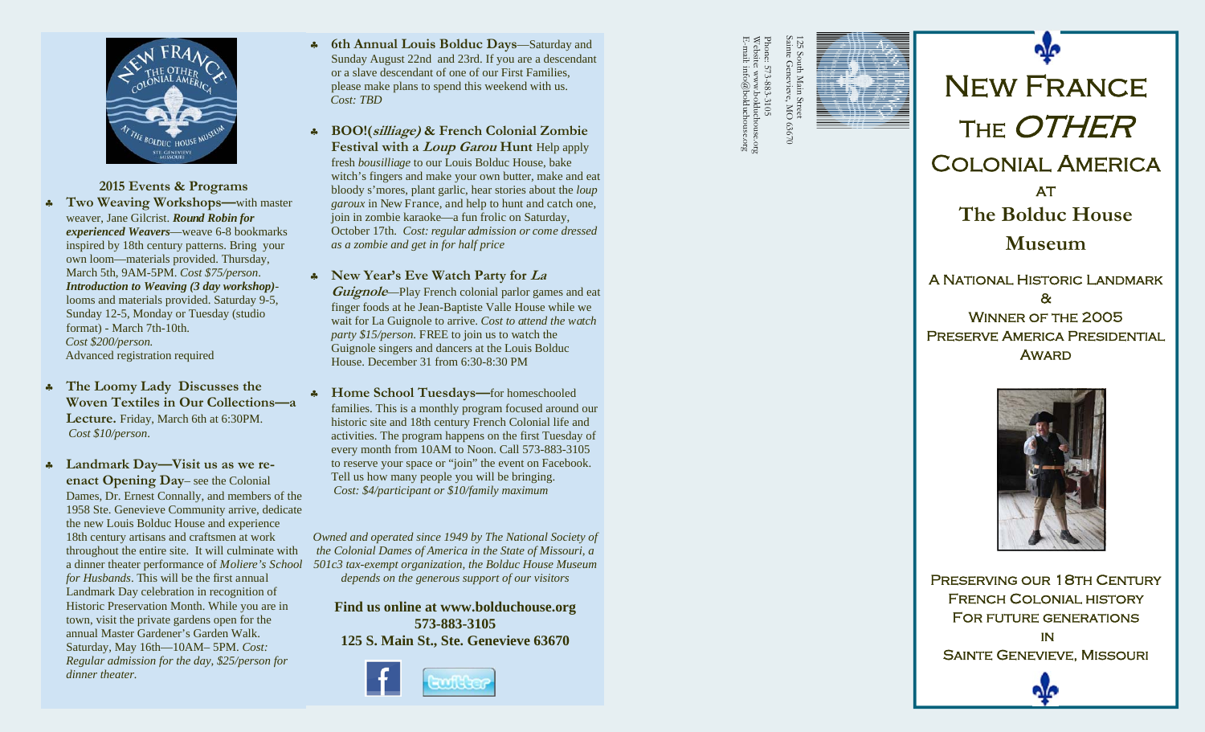## 2015 Events & Programs

- **Two Weaving Workshops—**with master weaver, Jane Gilcrist. ***Round Robin for experienced Weavers***—weave 6-8 bookmarks inspired by 18th century patterns. Bring your own loom—materials provided. Thursday, March 5th, 9AM-5PM. *Cost $75/person.* ***Introduction to Weaving (3 day workshop)***- looms and materials provided. Saturday 9-5, Sunday 12-5, Monday or Tuesday (studio format) - March 7th-10th. *Cost $200/person.* Advanced registration required
- **The Loomy Lady Discusses the Woven Textiles in Our Collections—a Lecture.** Friday, March 6th at 6:30PM. *Cost $10/person.*
- **Landmark Day—Visit us as we re-enact Opening Day**– see the Colonial Dames, Dr. Ernest Connally, and members of the 1958 Ste. Genevieve Community arrive, dedicate the new Louis Bolduc House and experience 18th century artisans and craftsmen at work throughout the entire site. It will culminate with a dinner theater performance of *Moliere's School for Husbands*. This will be the third annual Landmark Day celebration in recognition of Historic Preservation Month. While you are in town, visit the private gardens open for the annual Master Gardener's Garden Walk. Saturday, May 16th—10AM– 5PM. *Cost: Regular admission for the day, $25/person for dinner theater.*
- **6th Annual Louis Bolduc Days**—Saturday and Sunday August 22nd and 23rd. If you are a descendant or a slave descendant of one of our First Families, please make plans to spend this weekend with us. *Cost: TBD*
- **BOO!(*silliage*) & French Colonial Zombie Festival with a *Loup Garou* Hunt** Help apply fresh *bousilliage* to our Louis Bolduc House, bake witch's fingers and make your own butter, make and eat bloody s'mores, plant garlic, hear stories about the *loup garoux* in New France, and help to hunt and catch one, join in zombie karaoke—a fun frolic on Saturday, October 17th. *Cost: regular admission or come dressed as a zombie and get in for half price*
- **New Year's Eve Watch Party for *La Guignole***—Play French colonial parlor games and eat finger foods at he Jean-Baptiste Valle House while we wait for La Guignole to arrive. *Cost to attend the watch party $15/person.* FREE to join us to watch the Guignole singers and dancers at the Louis Bolduc House. December 31 from 6:30-8:30 PM
- **Home School Tuesdays—**for homeschooled families. This is a monthly program focused around our historic site and 18th century French Colonial life and activities. The program happens on the first Tuesday of every month from 10AM to Noon. Call 573-883-3105 to reserve your space or "join" the event on Facebook. Tell us how many people you will be bringing. *Cost: $4/participant or $10/family maximum*

*Owned and operated since 1949 by The National Society of the Colonial Dames of America in the State of Missouri, a 501c3 tax-exempt organization, the Bolduc House Museum depends on the generous support of our visitors*

**Find us online at www.bolduchouse.org**
**573-883-3105**
**125 S. Main St., Ste. Genevieve 63670**

125 South Main Street
Sainte Genevieve, MO 63670

Phone: 573-883-3105
Website: www.bolduchouse.org
E-mail: info@bolduchouse.org

# New France The *Other* Colonial America

## at The Bolduc House Museum

A National Historic Landmark & Winner of the 2005 Preserve America Presidential Award

Preserving our 18th Century French Colonial history For future generations in Sainte Genevieve, Missouri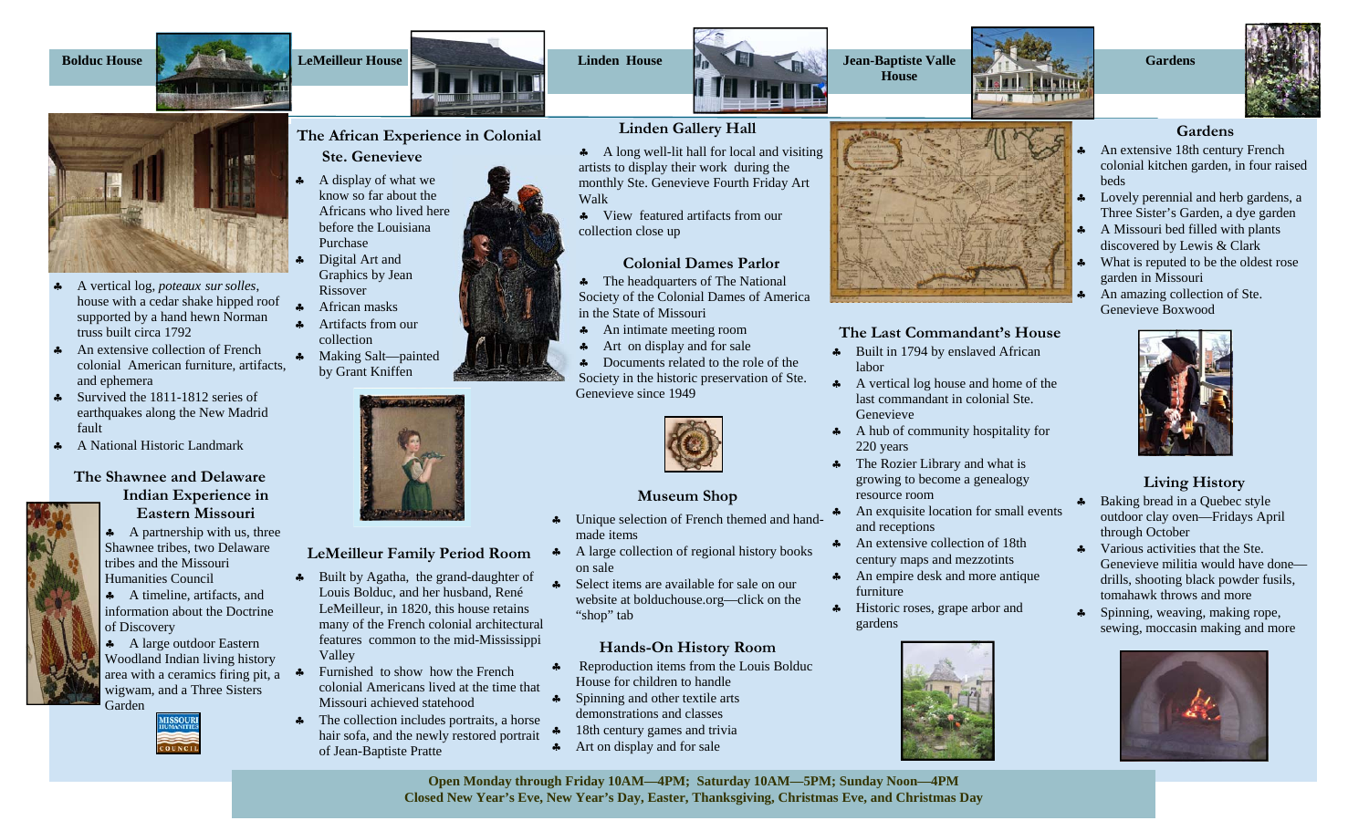**Bolduc House** | **LeMeilleur House** | **Linden House** | **Jean-Baptiste Valle House** | **Gardens**

- A vertical log, *poteaux sur solles*, house with a cedar shake hipped roof supported by a hand hewn Norman truss built circa 1792
- An extensive collection of French colonial American furniture, artifacts, and ephemera
- Survived the 1811-1812 series of earthquakes along the New Madrid fault
- A National Historic Landmark

## The Shawnee and Delaware Indian Experience in Eastern Missouri

- A partnership with us, three Shawnee tribes, two Delaware tribes and the Missouri Humanities Council
- A timeline, artifacts, and information about the Doctrine of Discovery
- A large outdoor Eastern Woodland Indian living history area with a ceramics firing pit, a wigwam, and a Three Sisters Garden

MISSOURI HUMANITIES COUNCIL

## The African Experience in Colonial Ste. Genevieve

- A display of what we know so far about the Africans who lived here before the Louisiana Purchase
- Digital Art and Graphics by Jean Rissover
- African masks
- Artifacts from our collection
- Making Salt—painted by Grant Kniffen

## LeMeilleur Family Period Room

- Built by Agatha, the grand-daughter of Louis Bolduc, and her husband, René LeMeilleur, in 1820, this house retains many of the French colonial architectural features common to the mid-Mississippi Valley
- Furnished to show how the French colonial Americans lived at the time that Missouri achieved statehood
- The collection includes portraits, a horse hair sofa, and the newly restored portrait of Jean-Baptiste Pratte

## Linden Gallery Hall

- A long well-lit hall for local and visiting artists to display their work during the monthly Ste. Genevieve Fourth Friday Art Walk
- View featured artifacts from our collection close up

## Colonial Dames Parlor

- The headquarters of The National Society of the Colonial Dames of America in the State of Missouri
- An intimate meeting room
- Art on display and for sale
- Documents related to the role of the Society in the historic preservation of Ste. Genevieve since 1949

## Museum Shop

- Unique selection of French themed and hand-made items
- A large collection of regional history books on sale
- Select items are available for sale on our website at bolduchouse.org—click on the "shop" tab

## Hands-On History Room

- Reproduction items from the Louis Bolduc House for children to handle
- Spinning and other textile arts demonstrations and classes
- 18th century games and trivia
- Art on display and for sale

## The Last Commandant's House

- Built in 1794 by enslaved African labor
- A vertical log house and home of the last commandant in colonial Ste. Genevieve
- A hub of community hospitality for 220 years
- The Rozier Library and what is growing to become a genealogy resource room
- An exquisite location for small events and receptions
- An extensive collection of 18th century maps and mezzotints
- An empire desk and more antique furniture
- Historic roses, grape arbor and gardens

## Gardens

- An extensive 18th century French colonial kitchen garden, in four raised beds
- Lovely perennial and herb gardens, a Three Sister's Garden, a dye garden
- A Missouri bed filled with plants discovered by Lewis & Clark
- What is reputed to be the oldest rose garden in Missouri
- An amazing collection of Ste. Genevieve Boxwood

## Living History

- Baking bread in a Quebec style outdoor clay oven—Fridays April through October
- Various activities that the Ste. Genevieve militia would have done—drills, shooting black powder fusils, tomahawk throws and more
- Spinning, weaving, making rope, sewing, moccasin making and more

**Open Monday through Friday 10AM—4PM; Saturday 10AM—5PM; Sunday Noon—4PM**
**Closed New Year's Eve, New Year's Day, Easter, Thanksgiving, Christmas Eve, and Christmas Day**